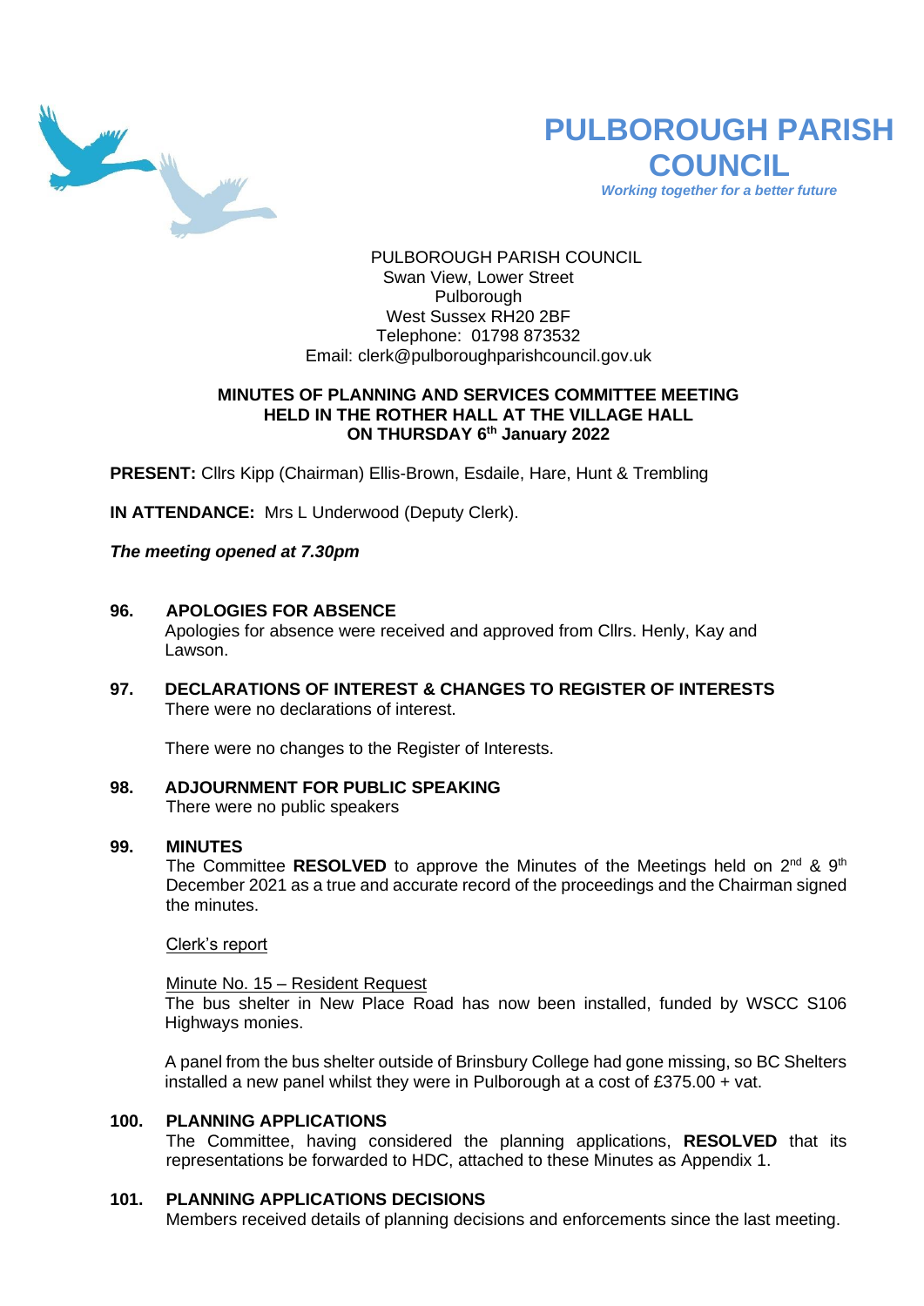# PULBOROUGH PARISH COUNCIL

*Working together for a better future*

PULBOROUGH PARISH COUNCIL
Swan View, Lower Street
Pulborough
West Sussex RH20 2BF
Telephone: 01798 873532
Email: clerk@pulboroughparishcouncil.gov.uk

**MINUTES OF PLANNING AND SERVICES COMMITTEE MEETING HELD IN THE ROTHER HALL AT THE VILLAGE HALL ON THURSDAY 6th January 2022**

**PRESENT:** Cllrs Kipp (Chairman) Ellis-Brown, Esdaile, Hare, Hunt & Trembling

**IN ATTENDANCE:** Mrs L Underwood (Deputy Clerk).

***The meeting opened at 7.30pm***

**96. APOLOGIES FOR ABSENCE**

Apologies for absence were received and approved from Cllrs. Henly, Kay and Lawson.

**97. DECLARATIONS OF INTEREST & CHANGES TO REGISTER OF INTERESTS**

There were no declarations of interest.

There were no changes to the Register of Interests.

**98. ADJOURNMENT FOR PUBLIC SPEAKING**

There were no public speakers

**99. MINUTES**

The Committee **RESOLVED** to approve the Minutes of the Meetings held on 2nd & 9th December 2021 as a true and accurate record of the proceedings and the Chairman signed the minutes.

Clerk's report

Minute No. 15 – Resident Request

The bus shelter in New Place Road has now been installed, funded by WSCC S106 Highways monies.

A panel from the bus shelter outside of Brinsbury College had gone missing, so BC Shelters installed a new panel whilst they were in Pulborough at a cost of £375.00 + vat.

**100. PLANNING APPLICATIONS**

The Committee, having considered the planning applications, **RESOLVED** that its representations be forwarded to HDC, attached to these Minutes as Appendix 1.

**101. PLANNING APPLICATIONS DECISIONS**

Members received details of planning decisions and enforcements since the last meeting.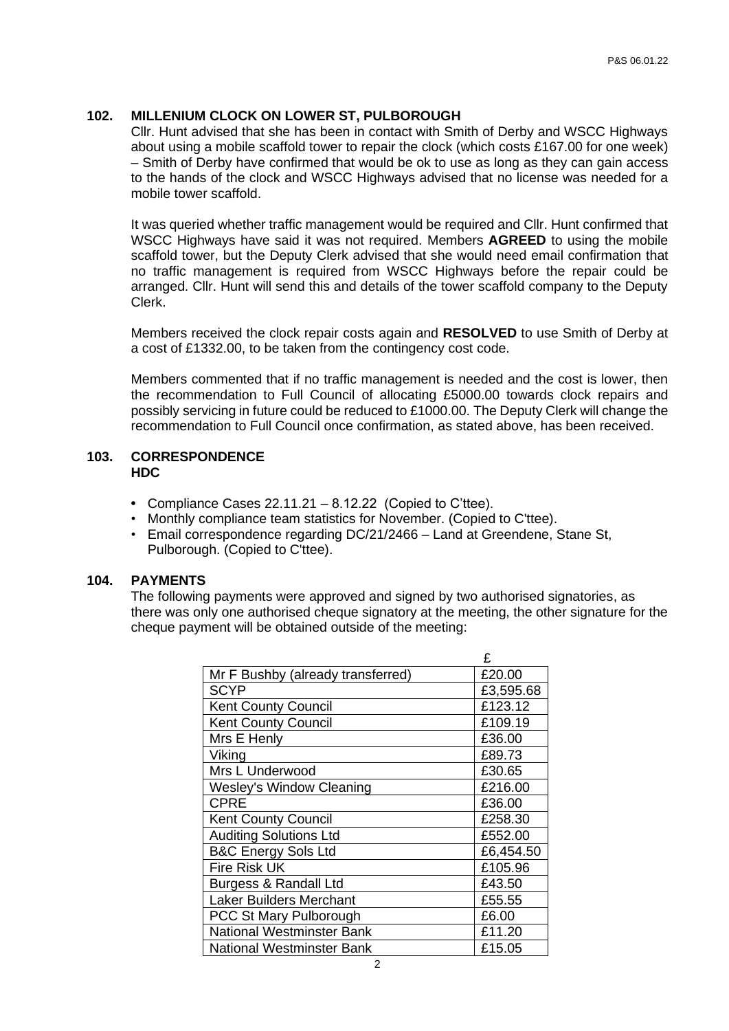## 102. MILLENIUM CLOCK ON LOWER ST, PULBOROUGH

Cllr. Hunt advised that she has been in contact with Smith of Derby and WSCC Highways about using a mobile scaffold tower to repair the clock (which costs £167.00 for one week) – Smith of Derby have confirmed that would be ok to use as long as they can gain access to the hands of the clock and WSCC Highways advised that no license was needed for a mobile tower scaffold.

It was queried whether traffic management would be required and Cllr. Hunt confirmed that WSCC Highways have said it was not required. Members **AGREED** to using the mobile scaffold tower, but the Deputy Clerk advised that she would need email confirmation that no traffic management is required from WSCC Highways before the repair could be arranged. Cllr. Hunt will send this and details of the tower scaffold company to the Deputy Clerk.

Members received the clock repair costs again and **RESOLVED** to use Smith of Derby at a cost of £1332.00, to be taken from the contingency cost code.

Members commented that if no traffic management is needed and the cost is lower, then the recommendation to Full Council of allocating £5000.00 towards clock repairs and possibly servicing in future could be reduced to £1000.00. The Deputy Clerk will change the recommendation to Full Council once confirmation, as stated above, has been received.

## 103. CORRESPONDENCE

**HDC**

- Compliance Cases 22.11.21 – 8.12.22 (Copied to C'ttee).
- Monthly compliance team statistics for November. (Copied to C'ttee).
- Email correspondence regarding DC/21/2466 – Land at Greendene, Stane St, Pulborough. (Copied to C'ttee).

## 104. PAYMENTS

The following payments were approved and signed by two authorised signatories, as there was only one authorised cheque signatory at the meeting, the other signature for the cheque payment will be obtained outside of the meeting:

| | £ |
|---|---|
| Mr F Bushby (already transferred) | £20.00 |
| SCYP | £3,595.68 |
| Kent County Council | £123.12 |
| Kent County Council | £109.19 |
| Mrs E Henly | £36.00 |
| Viking | £89.73 |
| Mrs L Underwood | £30.65 |
| Wesley's Window Cleaning | £216.00 |
| CPRE | £36.00 |
| Kent County Council | £258.30 |
| Auditing Solutions Ltd | £552.00 |
| B&C Energy Sols Ltd | £6,454.50 |
| Fire Risk UK | £105.96 |
| Burgess & Randall Ltd | £43.50 |
| Laker Builders Merchant | £55.55 |
| PCC St Mary Pulborough | £6.00 |
| National Westminster Bank | £11.20 |
| National Westminster Bank | £15.05 |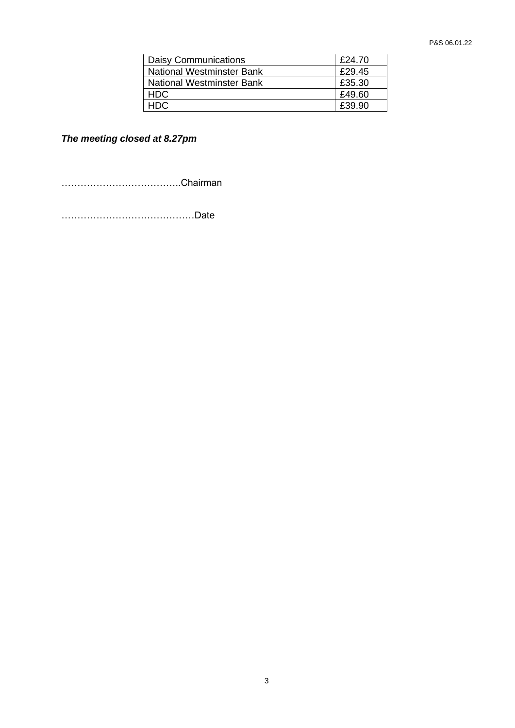| | |
|---|---|
| Daisy Communications | £24.70 |
| National Westminster Bank | £29.45 |
| National Westminster Bank | £35.30 |
| HDC | £49.60 |
| HDC | £39.90 |

***The meeting closed at 8.27pm***

………………………………..Chairman

……………………………………Date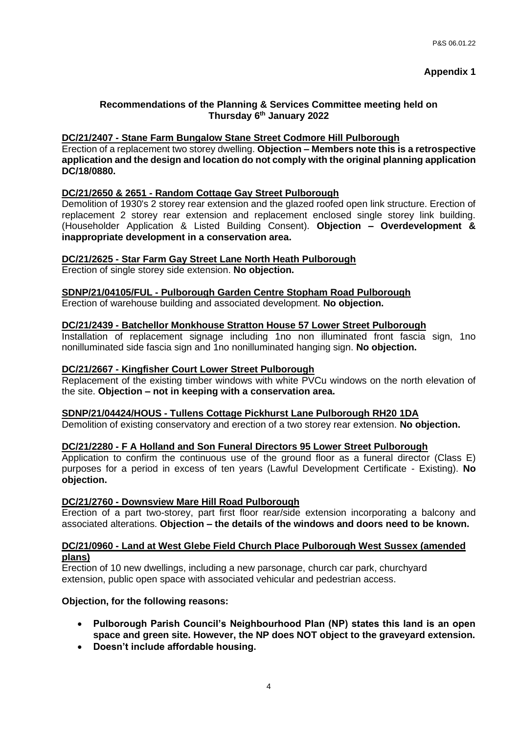**Appendix 1**

**Recommendations of the Planning & Services Committee meeting held on Thursday 6th January 2022**

**DC/21/2407 - Stane Farm Bungalow Stane Street Codmore Hill Pulborough**

Erection of a replacement two storey dwelling. **Objection – Members note this is a retrospective application and the design and location do not comply with the original planning application DC/18/0880.**

**DC/21/2650 & 2651 - Random Cottage Gay Street Pulborough**

Demolition of 1930's 2 storey rear extension and the glazed roofed open link structure. Erection of replacement 2 storey rear extension and replacement enclosed single storey link building. (Householder Application & Listed Building Consent). **Objection – Overdevelopment & inappropriate development in a conservation area.**

**DC/21/2625 - Star Farm Gay Street Lane North Heath Pulborough**

Erection of single storey side extension. **No objection.**

**SDNP/21/04105/FUL - Pulborough Garden Centre Stopham Road Pulborough**

Erection of warehouse building and associated development. **No objection.**

**DC/21/2439 - Batchellor Monkhouse Stratton House 57 Lower Street Pulborough**

Installation of replacement signage including 1no non illuminated front fascia sign, 1no nonilluminated side fascia sign and 1no nonilluminated hanging sign. **No objection.**

**DC/21/2667 - Kingfisher Court Lower Street Pulborough**

Replacement of the existing timber windows with white PVCu windows on the north elevation of the site. **Objection – not in keeping with a conservation area.**

**SDNP/21/04424/HOUS - Tullens Cottage Pickhurst Lane Pulborough RH20 1DA**

Demolition of existing conservatory and erection of a two storey rear extension. **No objection.**

**DC/21/2280 - F A Holland and Son Funeral Directors 95 Lower Street Pulborough**

Application to confirm the continuous use of the ground floor as a funeral director (Class E) purposes for a period in excess of ten years (Lawful Development Certificate - Existing). **No objection.**

**DC/21/2760 - Downsview Mare Hill Road Pulborough**

Erection of a part two-storey, part first floor rear/side extension incorporating a balcony and associated alterations. **Objection – the details of the windows and doors need to be known.**

**DC/21/0960 - Land at West Glebe Field Church Place Pulborough West Sussex (amended plans)**

Erection of 10 new dwellings, including a new parsonage, church car park, churchyard extension, public open space with associated vehicular and pedestrian access.

**Objection, for the following reasons:**

- **Pulborough Parish Council's Neighbourhood Plan (NP) states this land is an open space and green site. However, the NP does NOT object to the graveyard extension.**
- **Doesn't include affordable housing.**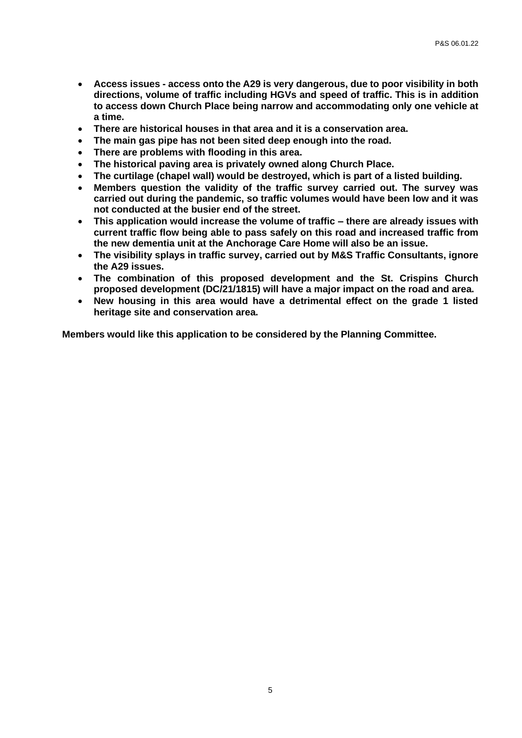- **Access issues - access onto the A29 is very dangerous, due to poor visibility in both directions, volume of traffic including HGVs and speed of traffic. This is in addition to access down Church Place being narrow and accommodating only one vehicle at a time.**
- **There are historical houses in that area and it is a conservation area.**
- **The main gas pipe has not been sited deep enough into the road.**
- **There are problems with flooding in this area.**
- **The historical paving area is privately owned along Church Place.**
- **The curtilage (chapel wall) would be destroyed, which is part of a listed building.**
- **Members question the validity of the traffic survey carried out. The survey was carried out during the pandemic, so traffic volumes would have been low and it was not conducted at the busier end of the street.**
- **This application would increase the volume of traffic – there are already issues with current traffic flow being able to pass safely on this road and increased traffic from the new dementia unit at the Anchorage Care Home will also be an issue.**
- **The visibility splays in traffic survey, carried out by M&S Traffic Consultants, ignore the A29 issues.**
- **The combination of this proposed development and the St. Crispins Church proposed development (DC/21/1815) will have a major impact on the road and area.**
- **New housing in this area would have a detrimental effect on the grade 1 listed heritage site and conservation area.**

**Members would like this application to be considered by the Planning Committee.**